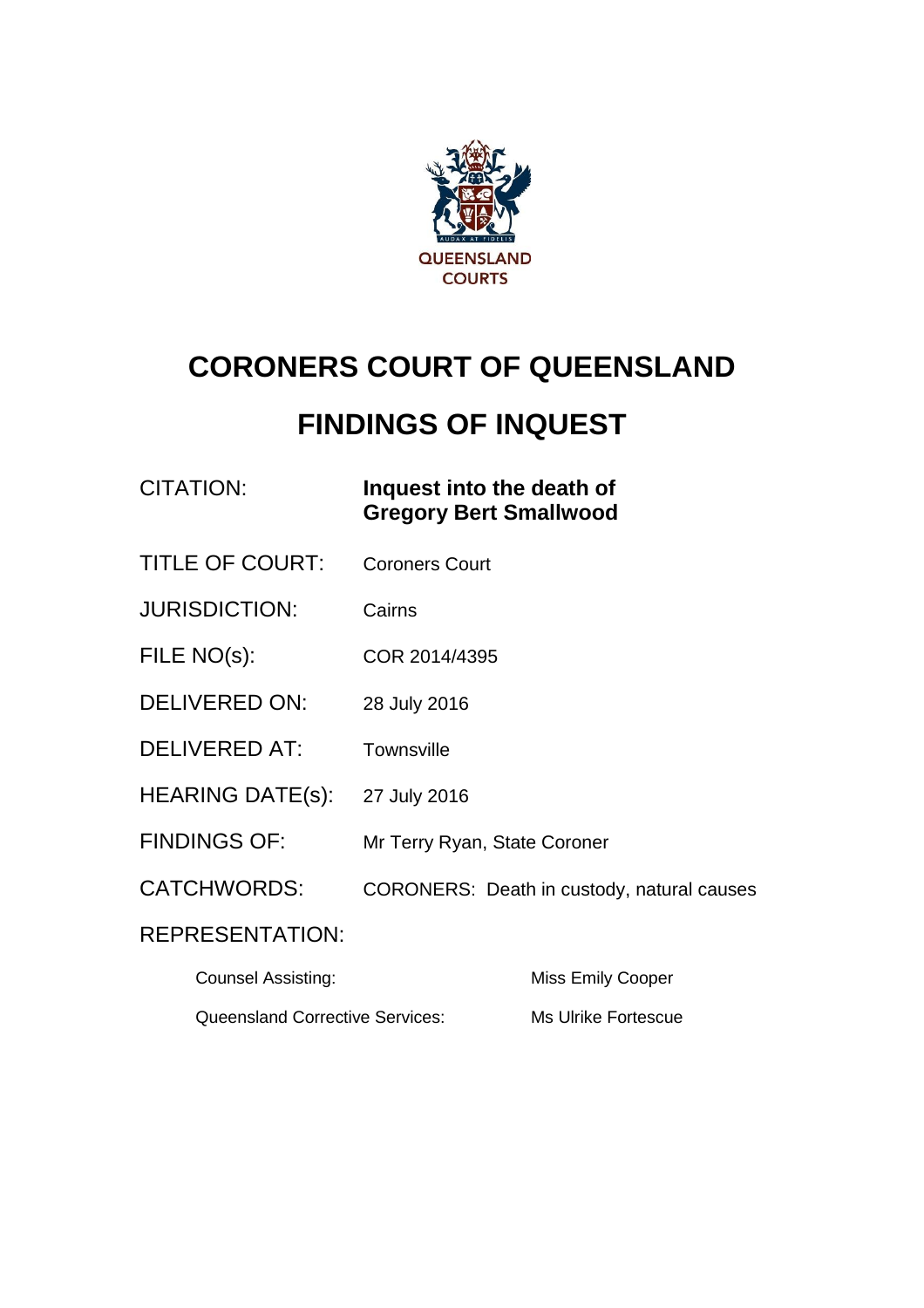QUEENSLAND COURTS

# CORONERS COURT OF QUEENSLAND

# FINDINGS OF INQUEST

| | |
|---|---|
| CITATION: | **Inquest into the death of Gregory Bert Smallwood** |
| TITLE OF COURT: | Coroners Court |
| JURISDICTION: | Cairns |
| FILE NO(s): | COR 2014/4395 |
| DELIVERED ON: | 28 July 2016 |
| DELIVERED AT: | Townsville |
| HEARING DATE(s): | 27 July 2016 |
| FINDINGS OF: | Mr Terry Ryan, State Coroner |
| CATCHWORDS: | CORONERS: Death in custody, natural causes |

REPRESENTATION:

| | |
|---|---|
| Counsel Assisting: | Miss Emily Cooper |
| Queensland Corrective Services: | Ms Ulrike Fortescue |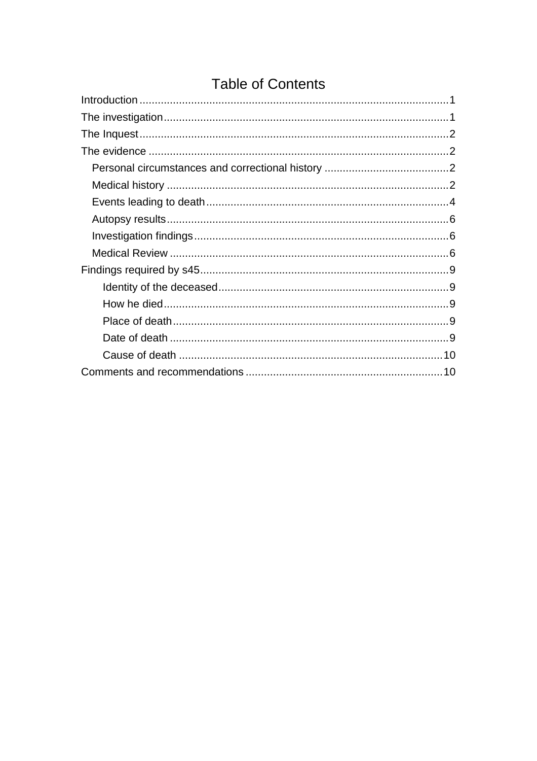# Table of Contents

- Introduction .......... 1
- The investigation .......... 1
- The Inquest .......... 2
- The evidence .......... 2
  - Personal circumstances and correctional history .......... 2
  - Medical history .......... 2
  - Events leading to death .......... 4
  - Autopsy results .......... 6
  - Investigation findings .......... 6
  - Medical Review .......... 6
- Findings required by s45 .......... 9
    - Identity of the deceased .......... 9
    - How he died .......... 9
    - Place of death .......... 9
    - Date of death .......... 9
    - Cause of death .......... 10
- Comments and recommendations .......... 10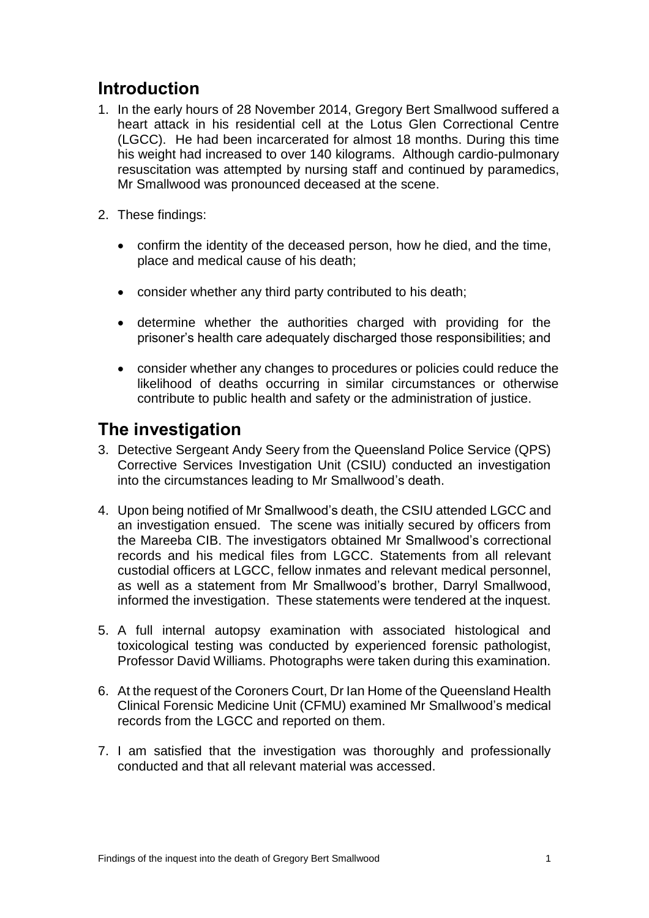## Introduction

1. In the early hours of 28 November 2014, Gregory Bert Smallwood suffered a heart attack in his residential cell at the Lotus Glen Correctional Centre (LGCC). He had been incarcerated for almost 18 months. During this time his weight had increased to over 140 kilograms. Although cardio-pulmonary resuscitation was attempted by nursing staff and continued by paramedics, Mr Smallwood was pronounced deceased at the scene.

2. These findings:

   - confirm the identity of the deceased person, how he died, and the time, place and medical cause of his death;

   - consider whether any third party contributed to his death;

   - determine whether the authorities charged with providing for the prisoner's health care adequately discharged those responsibilities; and

   - consider whether any changes to procedures or policies could reduce the likelihood of deaths occurring in similar circumstances or otherwise contribute to public health and safety or the administration of justice.

## The investigation

3. Detective Sergeant Andy Seery from the Queensland Police Service (QPS) Corrective Services Investigation Unit (CSIU) conducted an investigation into the circumstances leading to Mr Smallwood's death.

4. Upon being notified of Mr Smallwood's death, the CSIU attended LGCC and an investigation ensued. The scene was initially secured by officers from the Mareeba CIB. The investigators obtained Mr Smallwood's correctional records and his medical files from LGCC. Statements from all relevant custodial officers at LGCC, fellow inmates and relevant medical personnel, as well as a statement from Mr Smallwood's brother, Darryl Smallwood, informed the investigation. These statements were tendered at the inquest.

5. A full internal autopsy examination with associated histological and toxicological testing was conducted by experienced forensic pathologist, Professor David Williams. Photographs were taken during this examination.

6. At the request of the Coroners Court, Dr Ian Home of the Queensland Health Clinical Forensic Medicine Unit (CFMU) examined Mr Smallwood's medical records from the LGCC and reported on them.

7. I am satisfied that the investigation was thoroughly and professionally conducted and that all relevant material was accessed.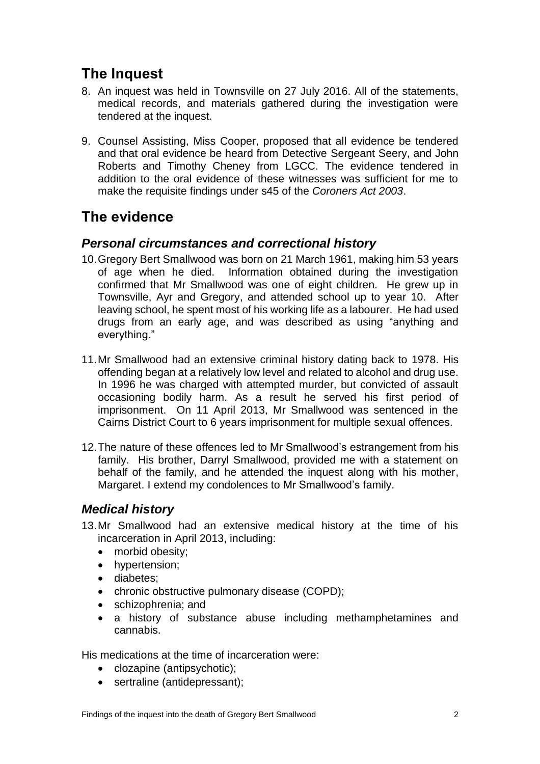## The Inquest

8. An inquest was held in Townsville on 27 July 2016. All of the statements, medical records, and materials gathered during the investigation were tendered at the inquest.

9. Counsel Assisting, Miss Cooper, proposed that all evidence be tendered and that oral evidence be heard from Detective Sergeant Seery, and John Roberts and Timothy Cheney from LGCC. The evidence tendered in addition to the oral evidence of these witnesses was sufficient for me to make the requisite findings under s45 of the *Coroners Act 2003*.

## The evidence

### *Personal circumstances and correctional history*

10. Gregory Bert Smallwood was born on 21 March 1961, making him 53 years of age when he died. Information obtained during the investigation confirmed that Mr Smallwood was one of eight children. He grew up in Townsville, Ayr and Gregory, and attended school up to year 10. After leaving school, he spent most of his working life as a labourer. He had used drugs from an early age, and was described as using "anything and everything."

11. Mr Smallwood had an extensive criminal history dating back to 1978. His offending began at a relatively low level and related to alcohol and drug use. In 1996 he was charged with attempted murder, but convicted of assault occasioning bodily harm. As a result he served his first period of imprisonment. On 11 April 2013, Mr Smallwood was sentenced in the Cairns District Court to 6 years imprisonment for multiple sexual offences.

12. The nature of these offences led to Mr Smallwood's estrangement from his family. His brother, Darryl Smallwood, provided me with a statement on behalf of the family, and he attended the inquest along with his mother, Margaret. I extend my condolences to Mr Smallwood's family.

### *Medical history*

13. Mr Smallwood had an extensive medical history at the time of his incarceration in April 2013, including:
    - morbid obesity;
    - hypertension;
    - diabetes;
    - chronic obstructive pulmonary disease (COPD);
    - schizophrenia; and
    - a history of substance abuse including methamphetamines and cannabis.

His medications at the time of incarceration were:

- clozapine (antipsychotic);
- sertraline (antidepressant);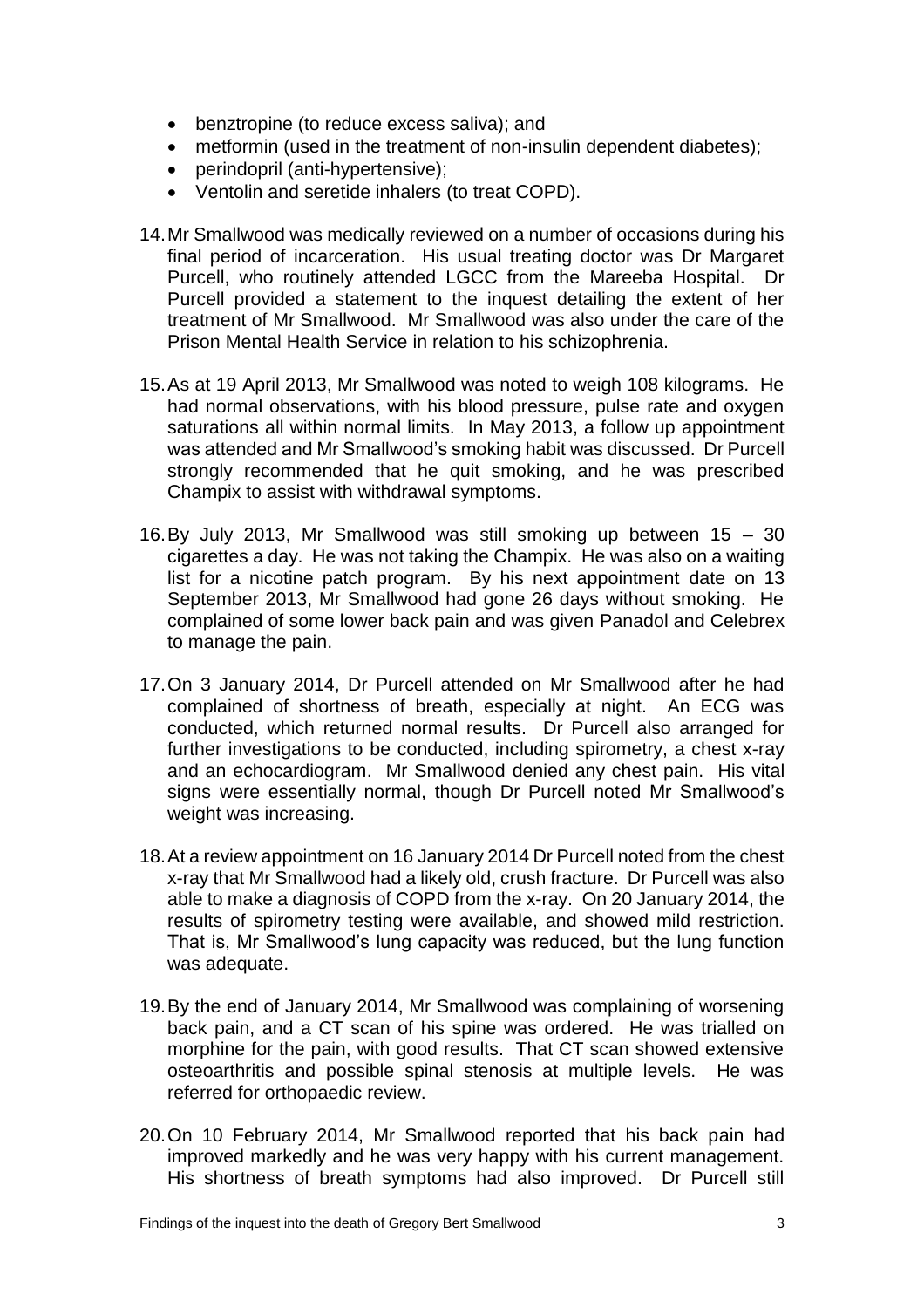- benztropine (to reduce excess saliva); and
- metformin (used in the treatment of non-insulin dependent diabetes);
- perindopril (anti-hypertensive);
- Ventolin and seretide inhalers (to treat COPD).

14. Mr Smallwood was medically reviewed on a number of occasions during his final period of incarceration. His usual treating doctor was Dr Margaret Purcell, who routinely attended LGCC from the Mareeba Hospital. Dr Purcell provided a statement to the inquest detailing the extent of her treatment of Mr Smallwood. Mr Smallwood was also under the care of the Prison Mental Health Service in relation to his schizophrenia.

15. As at 19 April 2013, Mr Smallwood was noted to weigh 108 kilograms. He had normal observations, with his blood pressure, pulse rate and oxygen saturations all within normal limits. In May 2013, a follow up appointment was attended and Mr Smallwood's smoking habit was discussed. Dr Purcell strongly recommended that he quit smoking, and he was prescribed Champix to assist with withdrawal symptoms.

16. By July 2013, Mr Smallwood was still smoking up between 15 – 30 cigarettes a day. He was not taking the Champix. He was also on a waiting list for a nicotine patch program. By his next appointment date on 13 September 2013, Mr Smallwood had gone 26 days without smoking. He complained of some lower back pain and was given Panadol and Celebrex to manage the pain.

17. On 3 January 2014, Dr Purcell attended on Mr Smallwood after he had complained of shortness of breath, especially at night. An ECG was conducted, which returned normal results. Dr Purcell also arranged for further investigations to be conducted, including spirometry, a chest x-ray and an echocardiogram. Mr Smallwood denied any chest pain. His vital signs were essentially normal, though Dr Purcell noted Mr Smallwood's weight was increasing.

18. At a review appointment on 16 January 2014 Dr Purcell noted from the chest x-ray that Mr Smallwood had a likely old, crush fracture. Dr Purcell was also able to make a diagnosis of COPD from the x-ray. On 20 January 2014, the results of spirometry testing were available, and showed mild restriction. That is, Mr Smallwood's lung capacity was reduced, but the lung function was adequate.

19. By the end of January 2014, Mr Smallwood was complaining of worsening back pain, and a CT scan of his spine was ordered. He was trialled on morphine for the pain, with good results. That CT scan showed extensive osteoarthritis and possible spinal stenosis at multiple levels. He was referred for orthopaedic review.

20. On 10 February 2014, Mr Smallwood reported that his back pain had improved markedly and he was very happy with his current management. His shortness of breath symptoms had also improved. Dr Purcell still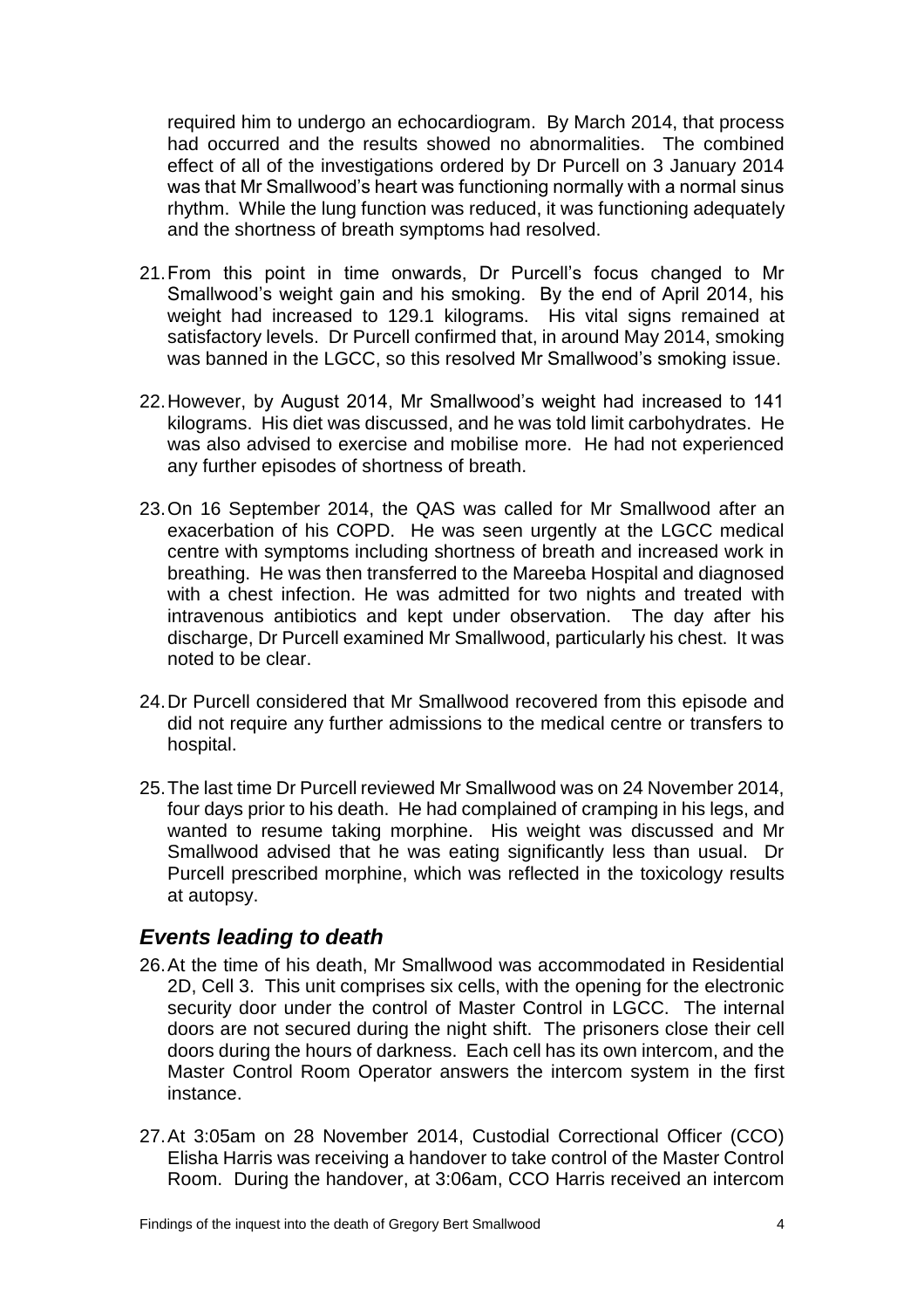required him to undergo an echocardiogram. By March 2014, that process had occurred and the results showed no abnormalities. The combined effect of all of the investigations ordered by Dr Purcell on 3 January 2014 was that Mr Smallwood's heart was functioning normally with a normal sinus rhythm. While the lung function was reduced, it was functioning adequately and the shortness of breath symptoms had resolved.

21. From this point in time onwards, Dr Purcell's focus changed to Mr Smallwood's weight gain and his smoking. By the end of April 2014, his weight had increased to 129.1 kilograms. His vital signs remained at satisfactory levels. Dr Purcell confirmed that, in around May 2014, smoking was banned in the LGCC, so this resolved Mr Smallwood's smoking issue.

22. However, by August 2014, Mr Smallwood's weight had increased to 141 kilograms. His diet was discussed, and he was told limit carbohydrates. He was also advised to exercise and mobilise more. He had not experienced any further episodes of shortness of breath.

23. On 16 September 2014, the QAS was called for Mr Smallwood after an exacerbation of his COPD. He was seen urgently at the LGCC medical centre with symptoms including shortness of breath and increased work in breathing. He was then transferred to the Mareeba Hospital and diagnosed with a chest infection. He was admitted for two nights and treated with intravenous antibiotics and kept under observation. The day after his discharge, Dr Purcell examined Mr Smallwood, particularly his chest. It was noted to be clear.

24. Dr Purcell considered that Mr Smallwood recovered from this episode and did not require any further admissions to the medical centre or transfers to hospital.

25. The last time Dr Purcell reviewed Mr Smallwood was on 24 November 2014, four days prior to his death. He had complained of cramping in his legs, and wanted to resume taking morphine. His weight was discussed and Mr Smallwood advised that he was eating significantly less than usual. Dr Purcell prescribed morphine, which was reflected in the toxicology results at autopsy.

## *Events leading to death*

26. At the time of his death, Mr Smallwood was accommodated in Residential 2D, Cell 3. This unit comprises six cells, with the opening for the electronic security door under the control of Master Control in LGCC. The internal doors are not secured during the night shift. The prisoners close their cell doors during the hours of darkness. Each cell has its own intercom, and the Master Control Room Operator answers the intercom system in the first instance.

27. At 3:05am on 28 November 2014, Custodial Correctional Officer (CCO) Elisha Harris was receiving a handover to take control of the Master Control Room. During the handover, at 3:06am, CCO Harris received an intercom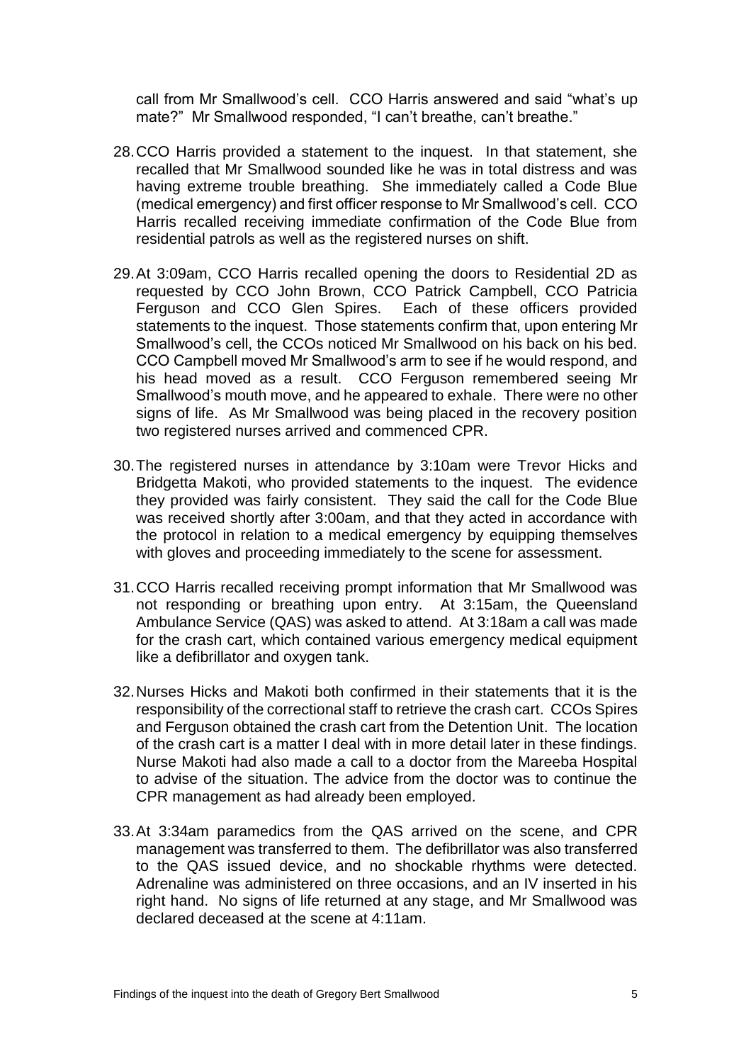call from Mr Smallwood's cell. CCO Harris answered and said "what's up mate?" Mr Smallwood responded, "I can't breathe, can't breathe."

28. CCO Harris provided a statement to the inquest. In that statement, she recalled that Mr Smallwood sounded like he was in total distress and was having extreme trouble breathing. She immediately called a Code Blue (medical emergency) and first officer response to Mr Smallwood's cell. CCO Harris recalled receiving immediate confirmation of the Code Blue from residential patrols as well as the registered nurses on shift.

29. At 3:09am, CCO Harris recalled opening the doors to Residential 2D as requested by CCO John Brown, CCO Patrick Campbell, CCO Patricia Ferguson and CCO Glen Spires. Each of these officers provided statements to the inquest. Those statements confirm that, upon entering Mr Smallwood's cell, the CCOs noticed Mr Smallwood on his back on his bed. CCO Campbell moved Mr Smallwood's arm to see if he would respond, and his head moved as a result. CCO Ferguson remembered seeing Mr Smallwood's mouth move, and he appeared to exhale. There were no other signs of life. As Mr Smallwood was being placed in the recovery position two registered nurses arrived and commenced CPR.

30. The registered nurses in attendance by 3:10am were Trevor Hicks and Bridgetta Makoti, who provided statements to the inquest. The evidence they provided was fairly consistent. They said the call for the Code Blue was received shortly after 3:00am, and that they acted in accordance with the protocol in relation to a medical emergency by equipping themselves with gloves and proceeding immediately to the scene for assessment.

31. CCO Harris recalled receiving prompt information that Mr Smallwood was not responding or breathing upon entry. At 3:15am, the Queensland Ambulance Service (QAS) was asked to attend. At 3:18am a call was made for the crash cart, which contained various emergency medical equipment like a defibrillator and oxygen tank.

32. Nurses Hicks and Makoti both confirmed in their statements that it is the responsibility of the correctional staff to retrieve the crash cart. CCOs Spires and Ferguson obtained the crash cart from the Detention Unit. The location of the crash cart is a matter I deal with in more detail later in these findings. Nurse Makoti had also made a call to a doctor from the Mareeba Hospital to advise of the situation. The advice from the doctor was to continue the CPR management as had already been employed.

33. At 3:34am paramedics from the QAS arrived on the scene, and CPR management was transferred to them. The defibrillator was also transferred to the QAS issued device, and no shockable rhythms were detected. Adrenaline was administered on three occasions, and an IV inserted in his right hand. No signs of life returned at any stage, and Mr Smallwood was declared deceased at the scene at 4:11am.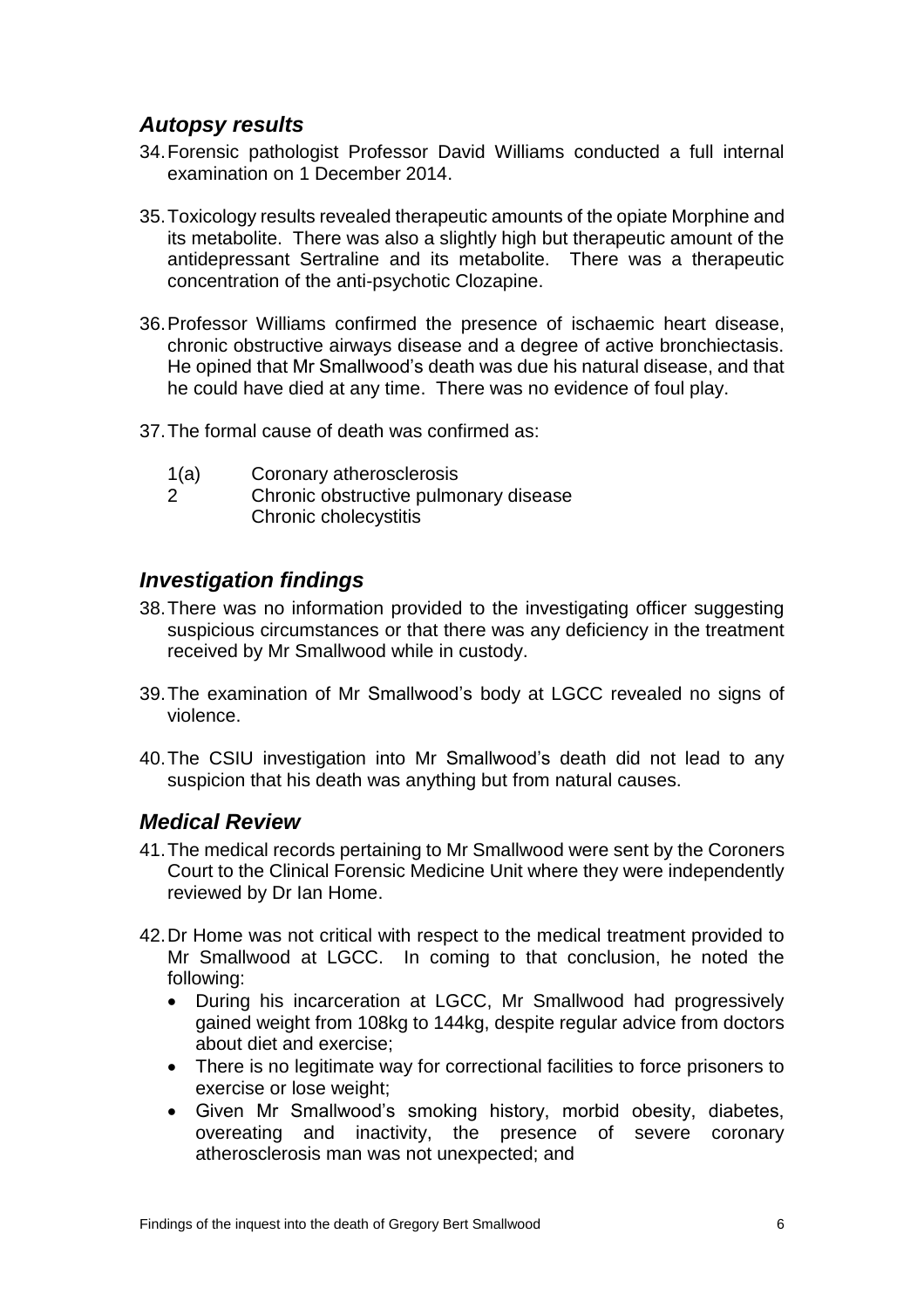### *Autopsy results*

34. Forensic pathologist Professor David Williams conducted a full internal examination on 1 December 2014.

35. Toxicology results revealed therapeutic amounts of the opiate Morphine and its metabolite. There was also a slightly high but therapeutic amount of the antidepressant Sertraline and its metabolite. There was a therapeutic concentration of the anti-psychotic Clozapine.

36. Professor Williams confirmed the presence of ischaemic heart disease, chronic obstructive airways disease and a degree of active bronchiectasis. He opined that Mr Smallwood's death was due his natural disease, and that he could have died at any time. There was no evidence of foul play.

37. The formal cause of death was confirmed as:

    1(a) Coronary atherosclerosis
    2 Chronic obstructive pulmonary disease
    Chronic cholecystitis

### *Investigation findings*

38. There was no information provided to the investigating officer suggesting suspicious circumstances or that there was any deficiency in the treatment received by Mr Smallwood while in custody.

39. The examination of Mr Smallwood's body at LGCC revealed no signs of violence.

40. The CSIU investigation into Mr Smallwood's death did not lead to any suspicion that his death was anything but from natural causes.

### *Medical Review*

41. The medical records pertaining to Mr Smallwood were sent by the Coroners Court to the Clinical Forensic Medicine Unit where they were independently reviewed by Dr Ian Home.

42. Dr Home was not critical with respect to the medical treatment provided to Mr Smallwood at LGCC. In coming to that conclusion, he noted the following:
    - During his incarceration at LGCC, Mr Smallwood had progressively gained weight from 108kg to 144kg, despite regular advice from doctors about diet and exercise;
    - There is no legitimate way for correctional facilities to force prisoners to exercise or lose weight;
    - Given Mr Smallwood's smoking history, morbid obesity, diabetes, overeating and inactivity, the presence of severe coronary atherosclerosis man was not unexpected; and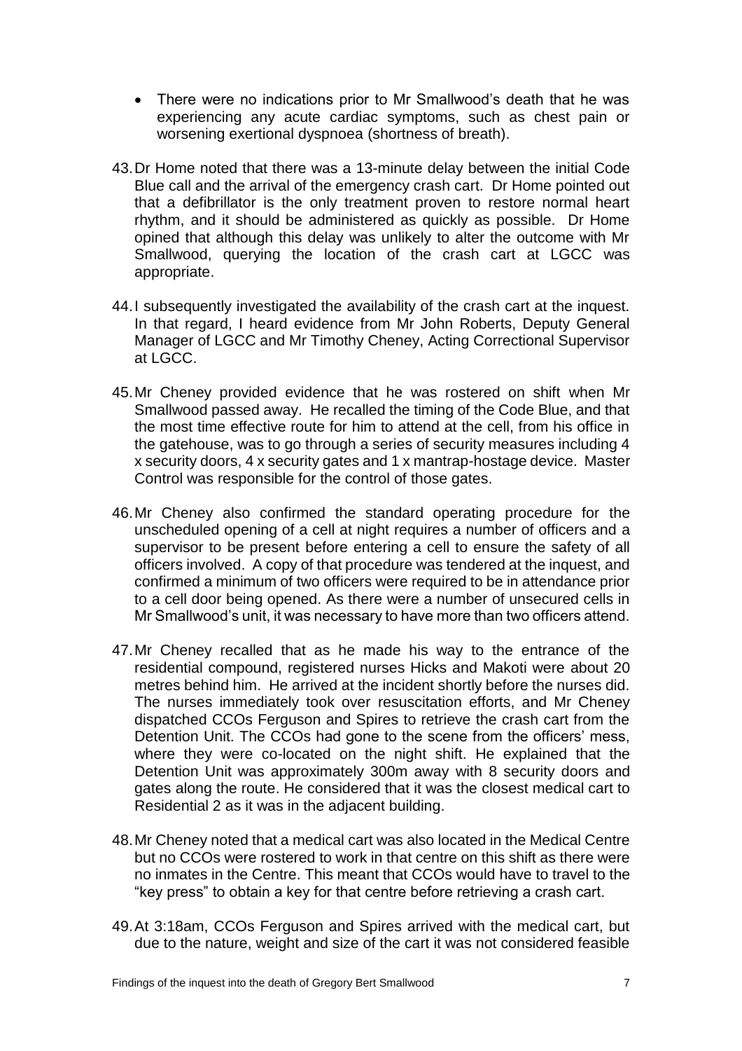- There were no indications prior to Mr Smallwood's death that he was experiencing any acute cardiac symptoms, such as chest pain or worsening exertional dyspnoea (shortness of breath).

43. Dr Home noted that there was a 13-minute delay between the initial Code Blue call and the arrival of the emergency crash cart. Dr Home pointed out that a defibrillator is the only treatment proven to restore normal heart rhythm, and it should be administered as quickly as possible. Dr Home opined that although this delay was unlikely to alter the outcome with Mr Smallwood, querying the location of the crash cart at LGCC was appropriate.

44. I subsequently investigated the availability of the crash cart at the inquest. In that regard, I heard evidence from Mr John Roberts, Deputy General Manager of LGCC and Mr Timothy Cheney, Acting Correctional Supervisor at LGCC.

45. Mr Cheney provided evidence that he was rostered on shift when Mr Smallwood passed away. He recalled the timing of the Code Blue, and that the most time effective route for him to attend at the cell, from his office in the gatehouse, was to go through a series of security measures including 4 x security doors, 4 x security gates and 1 x mantrap-hostage device. Master Control was responsible for the control of those gates.

46. Mr Cheney also confirmed the standard operating procedure for the unscheduled opening of a cell at night requires a number of officers and a supervisor to be present before entering a cell to ensure the safety of all officers involved. A copy of that procedure was tendered at the inquest, and confirmed a minimum of two officers were required to be in attendance prior to a cell door being opened. As there were a number of unsecured cells in Mr Smallwood's unit, it was necessary to have more than two officers attend.

47. Mr Cheney recalled that as he made his way to the entrance of the residential compound, registered nurses Hicks and Makoti were about 20 metres behind him. He arrived at the incident shortly before the nurses did. The nurses immediately took over resuscitation efforts, and Mr Cheney dispatched CCOs Ferguson and Spires to retrieve the crash cart from the Detention Unit. The CCOs had gone to the scene from the officers' mess, where they were co-located on the night shift. He explained that the Detention Unit was approximately 300m away with 8 security doors and gates along the route. He considered that it was the closest medical cart to Residential 2 as it was in the adjacent building.

48. Mr Cheney noted that a medical cart was also located in the Medical Centre but no CCOs were rostered to work in that centre on this shift as there were no inmates in the Centre. This meant that CCOs would have to travel to the "key press" to obtain a key for that centre before retrieving a crash cart.

49. At 3:18am, CCOs Ferguson and Spires arrived with the medical cart, but due to the nature, weight and size of the cart it was not considered feasible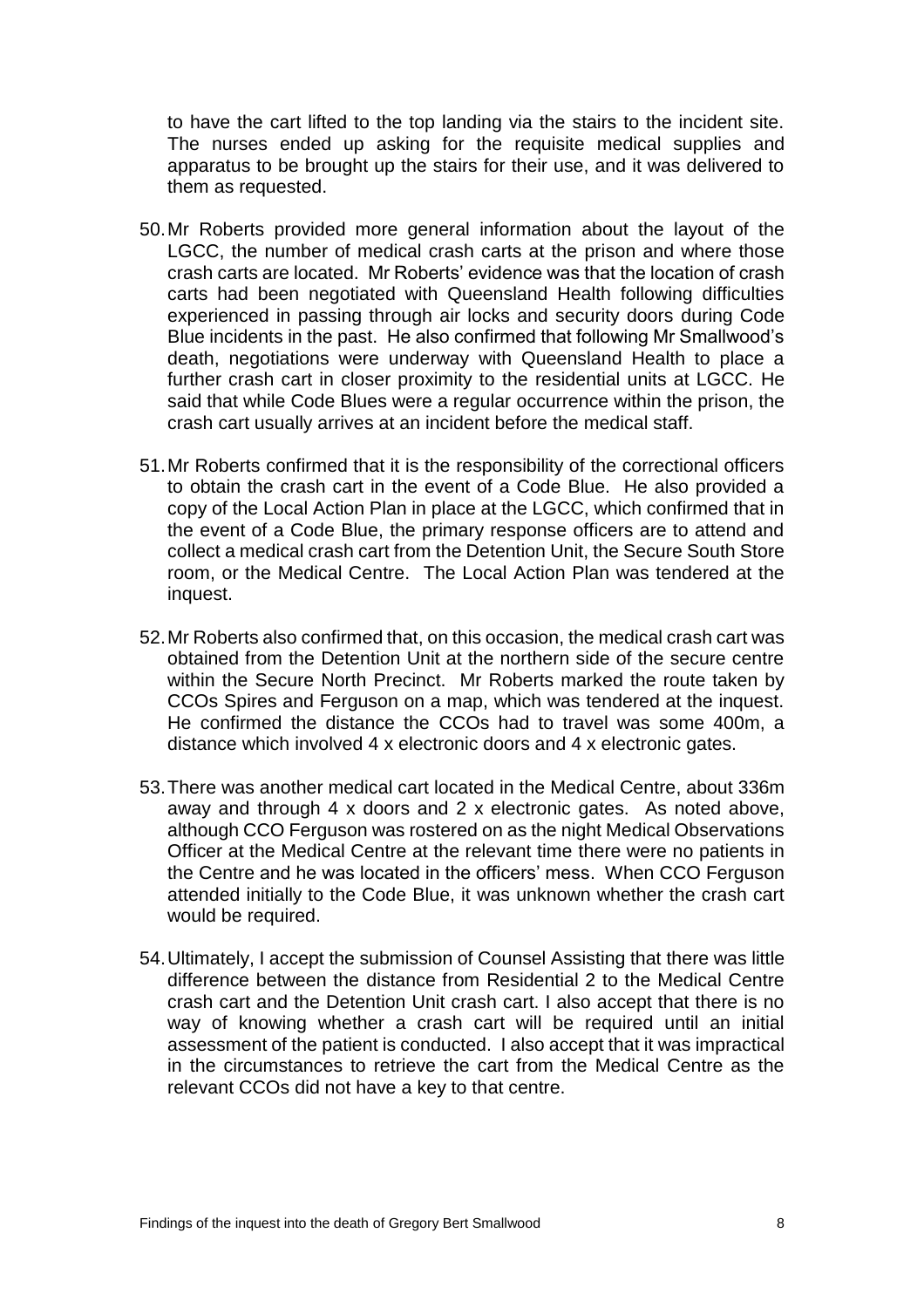to have the cart lifted to the top landing via the stairs to the incident site. The nurses ended up asking for the requisite medical supplies and apparatus to be brought up the stairs for their use, and it was delivered to them as requested.

50. Mr Roberts provided more general information about the layout of the LGCC, the number of medical crash carts at the prison and where those crash carts are located. Mr Roberts' evidence was that the location of crash carts had been negotiated with Queensland Health following difficulties experienced in passing through air locks and security doors during Code Blue incidents in the past. He also confirmed that following Mr Smallwood's death, negotiations were underway with Queensland Health to place a further crash cart in closer proximity to the residential units at LGCC. He said that while Code Blues were a regular occurrence within the prison, the crash cart usually arrives at an incident before the medical staff.

51. Mr Roberts confirmed that it is the responsibility of the correctional officers to obtain the crash cart in the event of a Code Blue. He also provided a copy of the Local Action Plan in place at the LGCC, which confirmed that in the event of a Code Blue, the primary response officers are to attend and collect a medical crash cart from the Detention Unit, the Secure South Store room, or the Medical Centre. The Local Action Plan was tendered at the inquest.

52. Mr Roberts also confirmed that, on this occasion, the medical crash cart was obtained from the Detention Unit at the northern side of the secure centre within the Secure North Precinct. Mr Roberts marked the route taken by CCOs Spires and Ferguson on a map, which was tendered at the inquest. He confirmed the distance the CCOs had to travel was some 400m, a distance which involved 4 x electronic doors and 4 x electronic gates.

53. There was another medical cart located in the Medical Centre, about 336m away and through 4 x doors and 2 x electronic gates. As noted above, although CCO Ferguson was rostered on as the night Medical Observations Officer at the Medical Centre at the relevant time there were no patients in the Centre and he was located in the officers' mess. When CCO Ferguson attended initially to the Code Blue, it was unknown whether the crash cart would be required.

54. Ultimately, I accept the submission of Counsel Assisting that there was little difference between the distance from Residential 2 to the Medical Centre crash cart and the Detention Unit crash cart. I also accept that there is no way of knowing whether a crash cart will be required until an initial assessment of the patient is conducted. I also accept that it was impractical in the circumstances to retrieve the cart from the Medical Centre as the relevant CCOs did not have a key to that centre.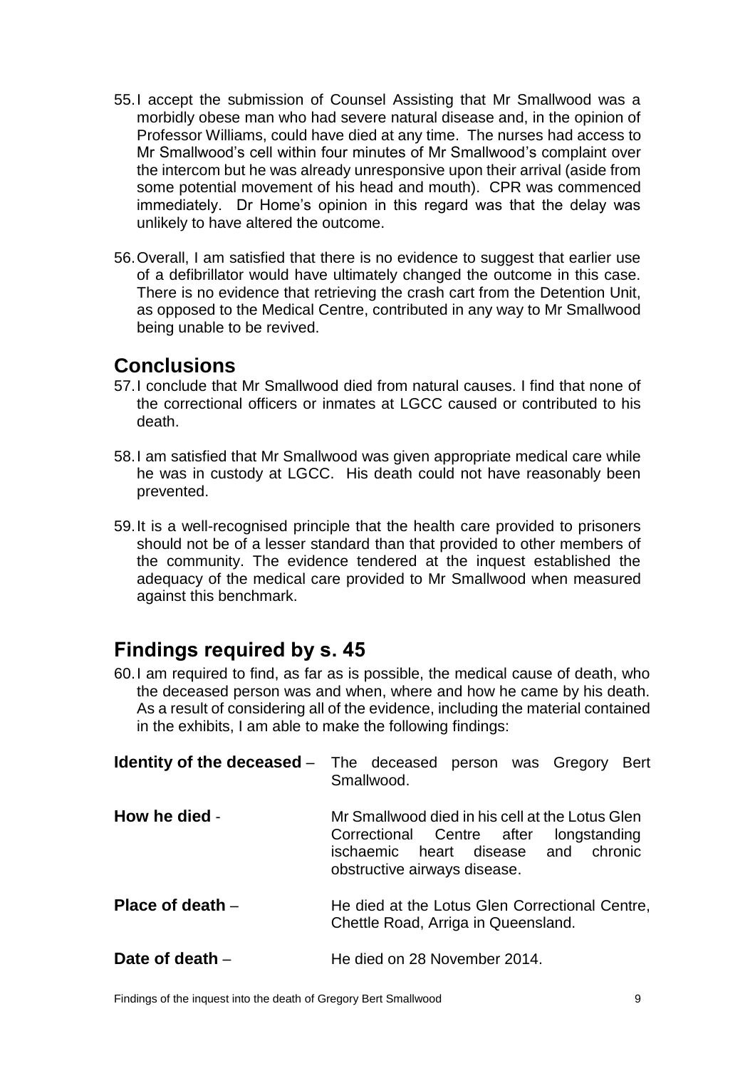55. I accept the submission of Counsel Assisting that Mr Smallwood was a morbidly obese man who had severe natural disease and, in the opinion of Professor Williams, could have died at any time. The nurses had access to Mr Smallwood's cell within four minutes of Mr Smallwood's complaint over the intercom but he was already unresponsive upon their arrival (aside from some potential movement of his head and mouth). CPR was commenced immediately. Dr Home's opinion in this regard was that the delay was unlikely to have altered the outcome.

56. Overall, I am satisfied that there is no evidence to suggest that earlier use of a defibrillator would have ultimately changed the outcome in this case. There is no evidence that retrieving the crash cart from the Detention Unit, as opposed to the Medical Centre, contributed in any way to Mr Smallwood being unable to be revived.

## Conclusions

57. I conclude that Mr Smallwood died from natural causes. I find that none of the correctional officers or inmates at LGCC caused or contributed to his death.

58. I am satisfied that Mr Smallwood was given appropriate medical care while he was in custody at LGCC. His death could not have reasonably been prevented.

59. It is a well-recognised principle that the health care provided to prisoners should not be of a lesser standard than that provided to other members of the community. The evidence tendered at the inquest established the adequacy of the medical care provided to Mr Smallwood when measured against this benchmark.

## Findings required by s. 45

60. I am required to find, as far as is possible, the medical cause of death, who the deceased person was and when, where and how he came by his death. As a result of considering all of the evidence, including the material contained in the exhibits, I am able to make the following findings:

**Identity of the deceased** – The deceased person was Gregory Bert Smallwood.

**How he died** - Mr Smallwood died in his cell at the Lotus Glen Correctional Centre after longstanding ischaemic heart disease and chronic obstructive airways disease.

**Place of death** – He died at the Lotus Glen Correctional Centre, Chettle Road, Arriga in Queensland.

**Date of death** – He died on 28 November 2014.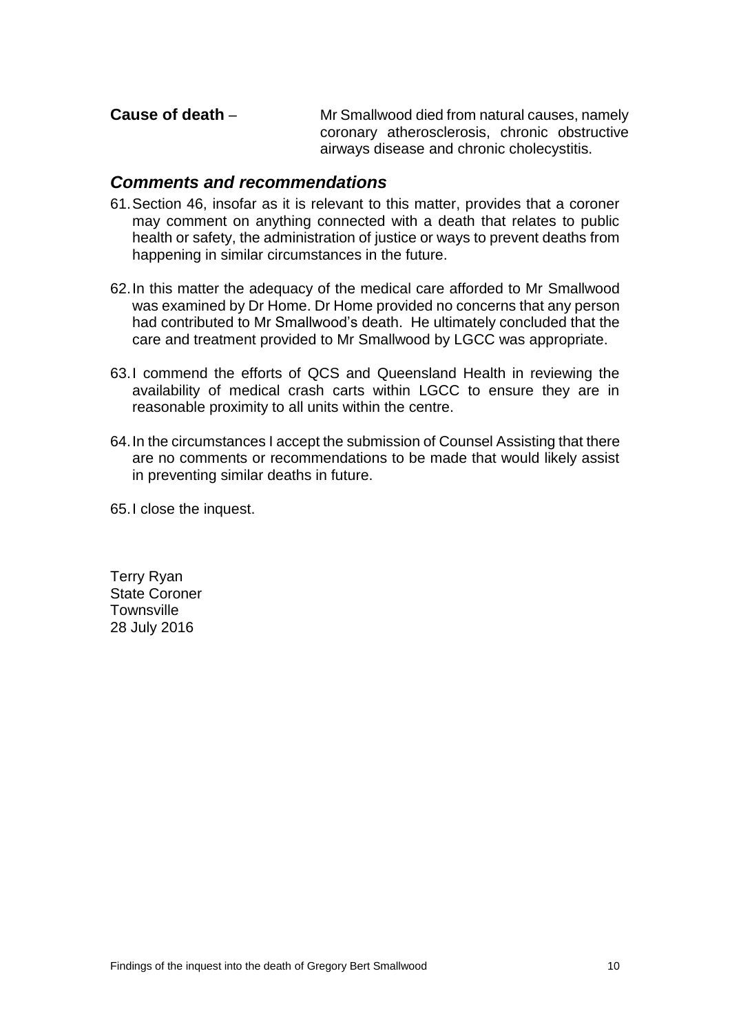**Cause of death** – Mr Smallwood died from natural causes, namely coronary atherosclerosis, chronic obstructive airways disease and chronic cholecystitis.

## *Comments and recommendations*

61. Section 46, insofar as it is relevant to this matter, provides that a coroner may comment on anything connected with a death that relates to public health or safety, the administration of justice or ways to prevent deaths from happening in similar circumstances in the future.

62. In this matter the adequacy of the medical care afforded to Mr Smallwood was examined by Dr Home. Dr Home provided no concerns that any person had contributed to Mr Smallwood's death. He ultimately concluded that the care and treatment provided to Mr Smallwood by LGCC was appropriate.

63. I commend the efforts of QCS and Queensland Health in reviewing the availability of medical crash carts within LGCC to ensure they are in reasonable proximity to all units within the centre.

64. In the circumstances I accept the submission of Counsel Assisting that there are no comments or recommendations to be made that would likely assist in preventing similar deaths in future.

65. I close the inquest.

Terry Ryan
State Coroner
Townsville
28 July 2016